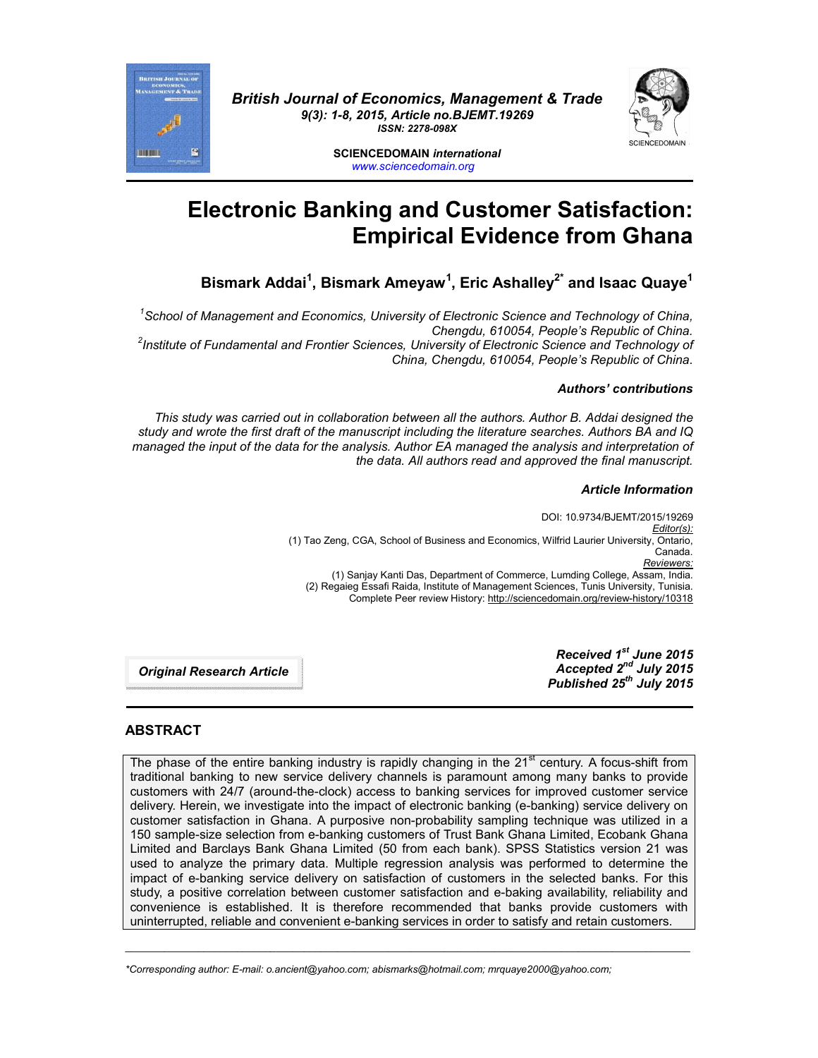British Journal of Economics, Management & Trade
9(3): 1-8, 2015, Article no.BJEMT.19269
ISSN: 2278-098X

SCIENCEDOMAIN international
www.sciencedomain.org

# Electronic Banking and Customer Satisfaction: Empirical Evidence from Ghana

**Bismark Addai[1], Bismark Ameyaw[1], Eric Ashalley[2*] and Isaac Quaye[1]**

*[1]School of Management and Economics, University of Electronic Science and Technology of China, Chengdu, 610054, People's Republic of China.*
*[2]Institute of Fundamental and Frontier Sciences, University of Electronic Science and Technology of China, Chengdu, 610054, People's Republic of China.*

***Authors' contributions***

*This study was carried out in collaboration between all the authors. Author B. Addai designed the study and wrote the first draft of the manuscript including the literature searches. Authors BA and IQ managed the input of the data for the analysis. Author EA managed the analysis and interpretation of the data. All authors read and approved the final manuscript.*

***Article Information***

DOI: 10.9734/BJEMT/2015/19269
*Editor(s):*
(1) Tao Zeng, CGA, School of Business and Economics, Wilfrid Laurier University, Ontario, Canada.
*Reviewers:*
(1) Sanjay Kanti Das, Department of Commerce, Lumding College, Assam, India.
(2) Regaieg Essafi Raida, Institute of Management Sciences, Tunis University, Tunisia.
Complete Peer review History: http://sciencedomain.org/review-history/10318

***Original Research Article***

***Received 1st June 2015***
***Accepted 2nd July 2015***
***Published 25th July 2015***

## ABSTRACT

The phase of the entire banking industry is rapidly changing in the 21st century. A focus-shift from traditional banking to new service delivery channels is paramount among many banks to provide customers with 24/7 (around-the-clock) access to banking services for improved customer service delivery. Herein, we investigate into the impact of electronic banking (e-banking) service delivery on customer satisfaction in Ghana. A purposive non-probability sampling technique was utilized in a 150 sample-size selection from e-banking customers of Trust Bank Ghana Limited, Ecobank Ghana Limited and Barclays Bank Ghana Limited (50 from each bank). SPSS Statistics version 21 was used to analyze the primary data. Multiple regression analysis was performed to determine the impact of e-banking service delivery on satisfaction of customers in the selected banks. For this study, a positive correlation between customer satisfaction and e-baking availability, reliability and convenience is established. It is therefore recommended that banks provide customers with uninterrupted, reliable and convenient e-banking services in order to satisfy and retain customers.

---

*\*Corresponding author: E-mail: o.ancient@yahoo.com; abismarks@hotmail.com; mrquaye2000@yahoo.com;*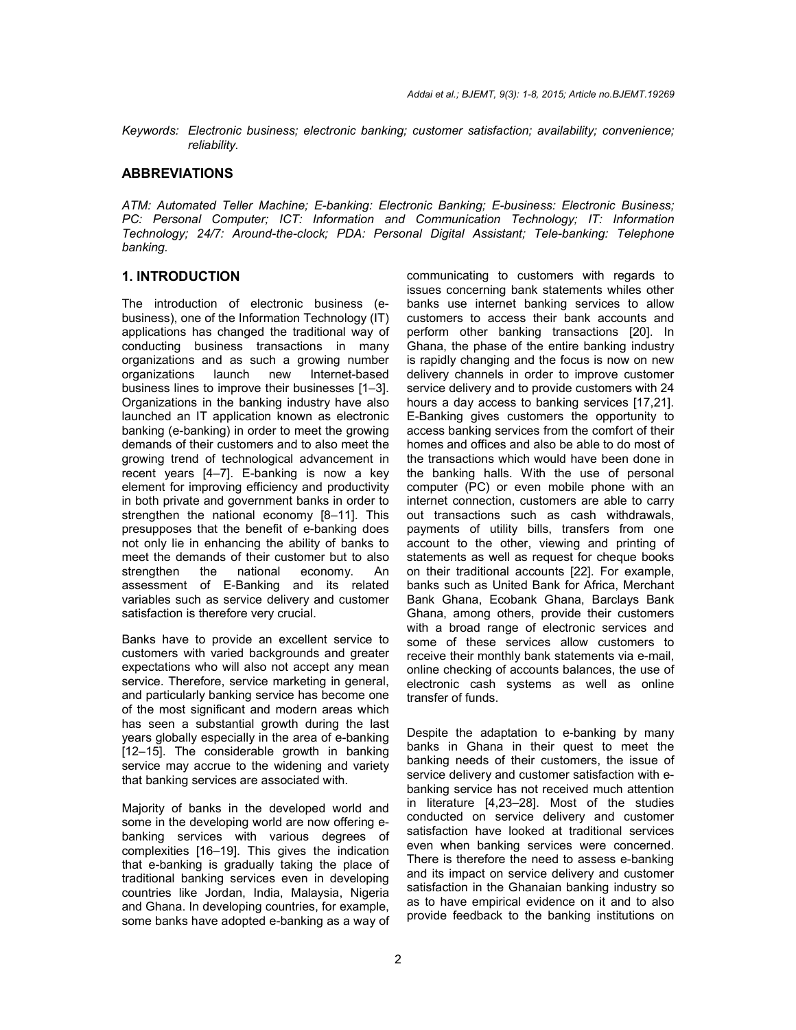*Keywords: Electronic business; electronic banking; customer satisfaction; availability; convenience; reliability.*

## ABBREVIATIONS

*ATM: Automated Teller Machine; E-banking: Electronic Banking; E-business: Electronic Business; PC: Personal Computer; ICT: Information and Communication Technology; IT: Information Technology; 24/7: Around-the-clock; PDA: Personal Digital Assistant; Tele-banking: Telephone banking.*

## 1. INTRODUCTION

The introduction of electronic business (e-business), one of the Information Technology (IT) applications has changed the traditional way of conducting business transactions in many organizations and as such a growing number organizations launch new Internet-based business lines to improve their businesses [1–3]. Organizations in the banking industry have also launched an IT application known as electronic banking (e-banking) in order to meet the growing demands of their customers and to also meet the growing trend of technological advancement in recent years [4–7]. E-banking is now a key element for improving efficiency and productivity in both private and government banks in order to strengthen the national economy [8–11]. This presupposes that the benefit of e-banking does not only lie in enhancing the ability of banks to meet the demands of their customer but to also strengthen the national economy. An assessment of E-Banking and its related variables such as service delivery and customer satisfaction is therefore very crucial.

Banks have to provide an excellent service to customers with varied backgrounds and greater expectations who will also not accept any mean service. Therefore, service marketing in general, and particularly banking service has become one of the most significant and modern areas which has seen a substantial growth during the last years globally especially in the area of e-banking [12–15]. The considerable growth in banking service may accrue to the widening and variety that banking services are associated with.

Majority of banks in the developed world and some in the developing world are now offering e-banking services with various degrees of complexities [16–19]. This gives the indication that e-banking is gradually taking the place of traditional banking services even in developing countries like Jordan, India, Malaysia, Nigeria and Ghana. In developing countries, for example, some banks have adopted e-banking as a way of communicating to customers with regards to issues concerning bank statements whiles other banks use internet banking services to allow customers to access their bank accounts and perform other banking transactions [20]. In Ghana, the phase of the entire banking industry is rapidly changing and the focus is now on new delivery channels in order to improve customer service delivery and to provide customers with 24 hours a day access to banking services [17,21]. E-Banking gives customers the opportunity to access banking services from the comfort of their homes and offices and also be able to do most of the transactions which would have been done in the banking halls. With the use of personal computer (PC) or even mobile phone with an internet connection, customers are able to carry out transactions such as cash withdrawals, payments of utility bills, transfers from one account to the other, viewing and printing of statements as well as request for cheque books on their traditional accounts [22]. For example, banks such as United Bank for Africa, Merchant Bank Ghana, Ecobank Ghana, Barclays Bank Ghana, among others, provide their customers with a broad range of electronic services and some of these services allow customers to receive their monthly bank statements via e-mail, online checking of accounts balances, the use of electronic cash systems as well as online transfer of funds.

Despite the adaptation to e-banking by many banks in Ghana in their quest to meet the banking needs of their customers, the issue of service delivery and customer satisfaction with e-banking service has not received much attention in literature [4,23–28]. Most of the studies conducted on service delivery and customer satisfaction have looked at traditional services even when banking services were concerned. There is therefore the need to assess e-banking and its impact on service delivery and customer satisfaction in the Ghanaian banking industry so as to have empirical evidence on it and to also provide feedback to the banking institutions on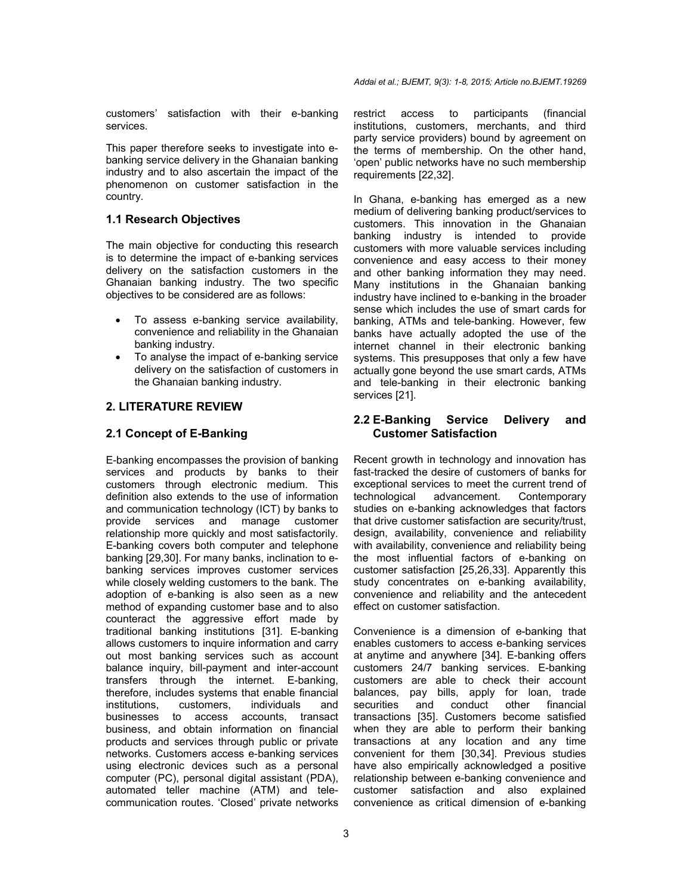customers' satisfaction with their e-banking services.

This paper therefore seeks to investigate into e-banking service delivery in the Ghanaian banking industry and to also ascertain the impact of the phenomenon on customer satisfaction in the country.

### 1.1 Research Objectives

The main objective for conducting this research is to determine the impact of e-banking services delivery on the satisfaction customers in the Ghanaian banking industry. The two specific objectives to be considered are as follows:

- To assess e-banking service availability, convenience and reliability in the Ghanaian banking industry.
- To analyse the impact of e-banking service delivery on the satisfaction of customers in the Ghanaian banking industry.

## 2. LITERATURE REVIEW

### 2.1 Concept of E-Banking

E-banking encompasses the provision of banking services and products by banks to their customers through electronic medium. This definition also extends to the use of information and communication technology (ICT) by banks to provide services and manage customer relationship more quickly and most satisfactorily. E-banking covers both computer and telephone banking [29,30]. For many banks, inclination to e-banking services improves customer services while closely welding customers to the bank. The adoption of e-banking is also seen as a new method of expanding customer base and to also counteract the aggressive effort made by traditional banking institutions [31]. E-banking allows customers to inquire information and carry out most banking services such as account balance inquiry, bill-payment and inter-account transfers through the internet. E-banking, therefore, includes systems that enable financial institutions, customers, individuals and businesses to access accounts, transact business, and obtain information on financial products and services through public or private networks. Customers access e-banking services using electronic devices such as a personal computer (PC), personal digital assistant (PDA), automated teller machine (ATM) and tele-communication routes. 'Closed' private networks restrict access to participants (financial institutions, customers, merchants, and third party service providers) bound by agreement on the terms of membership. On the other hand, 'open' public networks have no such membership requirements [22,32].

In Ghana, e-banking has emerged as a new medium of delivering banking product/services to customers. This innovation in the Ghanaian banking industry is intended to provide customers with more valuable services including convenience and easy access to their money and other banking information they may need. Many institutions in the Ghanaian banking industry have inclined to e-banking in the broader sense which includes the use of smart cards for banking, ATMs and tele-banking. However, few banks have actually adopted the use of the internet channel in their electronic banking systems. This presupposes that only a few have actually gone beyond the use smart cards, ATMs and tele-banking in their electronic banking services [21].

### 2.2 E-Banking Service Delivery and Customer Satisfaction

Recent growth in technology and innovation has fast-tracked the desire of customers of banks for exceptional services to meet the current trend of technological advancement. Contemporary studies on e-banking acknowledges that factors that drive customer satisfaction are security/trust, design, availability, convenience and reliability with availability, convenience and reliability being the most influential factors of e-banking on customer satisfaction [25,26,33]. Apparently this study concentrates on e-banking availability, convenience and reliability and the antecedent effect on customer satisfaction.

Convenience is a dimension of e-banking that enables customers to access e-banking services at anytime and anywhere [34]. E-banking offers customers 24/7 banking services. E-banking customers are able to check their account balances, pay bills, apply for loan, trade securities and conduct other financial transactions [35]. Customers become satisfied when they are able to perform their banking transactions at any location and any time convenient for them [30,34]. Previous studies have also empirically acknowledged a positive relationship between e-banking convenience and customer satisfaction and also explained convenience as critical dimension of e-banking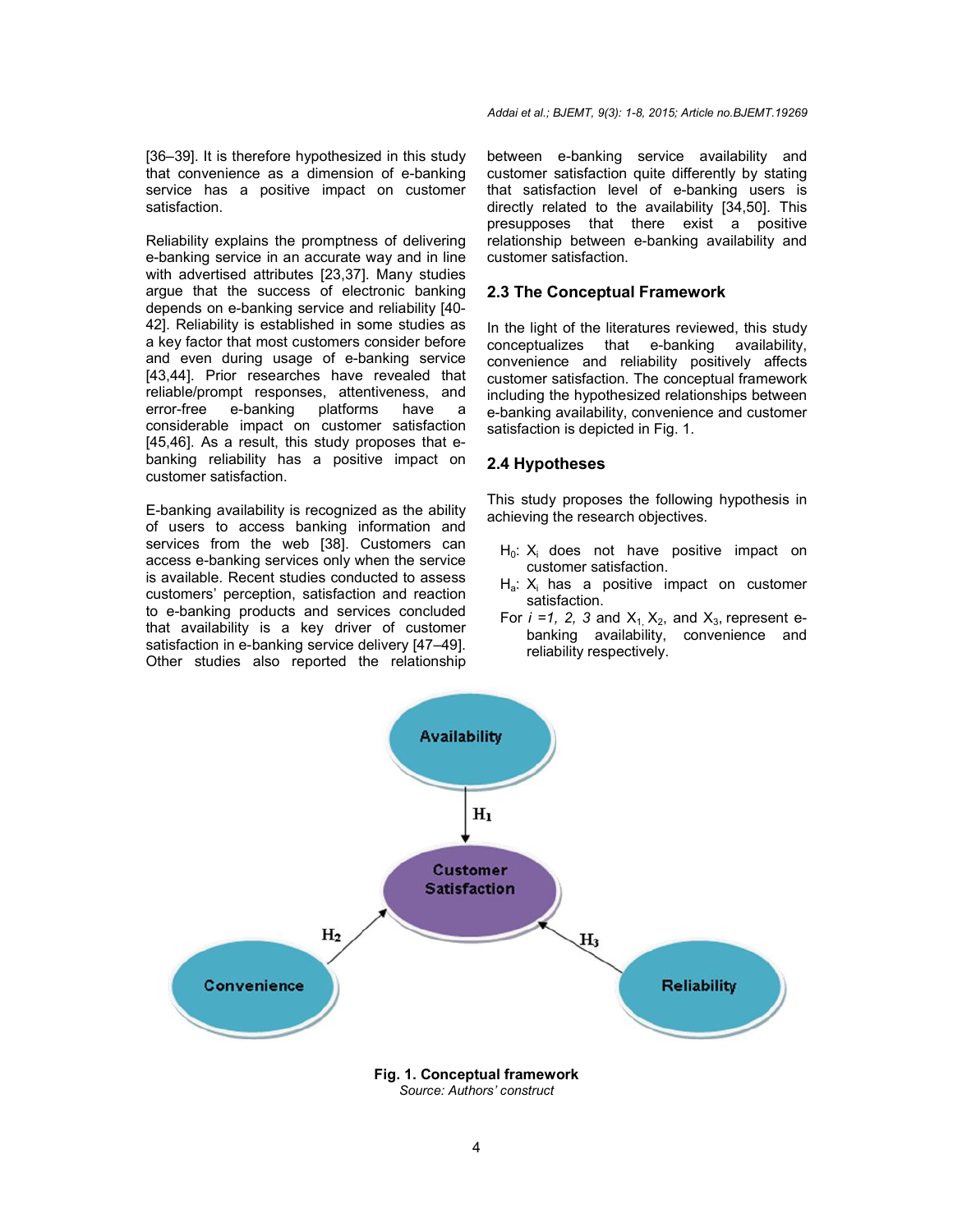[36–39]. It is therefore hypothesized in this study that convenience as a dimension of e-banking service has a positive impact on customer satisfaction.

Reliability explains the promptness of delivering e-banking service in an accurate way and in line with advertised attributes [23,37]. Many studies argue that the success of electronic banking depends on e-banking service and reliability [40-42]. Reliability is established in some studies as a key factor that most customers consider before and even during usage of e-banking service [43,44]. Prior researches have revealed that reliable/prompt responses, attentiveness, and error-free e-banking platforms have a considerable impact on customer satisfaction [45,46]. As a result, this study proposes that e-banking reliability has a positive impact on customer satisfaction.

E-banking availability is recognized as the ability of users to access banking information and services from the web [38]. Customers can access e-banking services only when the service is available. Recent studies conducted to assess customers' perception, satisfaction and reaction to e-banking products and services concluded that availability is a key driver of customer satisfaction in e-banking service delivery [47–49]. Other studies also reported the relationship between e-banking service availability and customer satisfaction quite differently by stating that satisfaction level of e-banking users is directly related to the availability [34,50]. This presupposes that there exist a positive relationship between e-banking availability and customer satisfaction.

## 2.3 The Conceptual Framework

In the light of the literatures reviewed, this study conceptualizes that e-banking availability, convenience and reliability positively affects customer satisfaction. The conceptual framework including the hypothesized relationships between e-banking availability, convenience and customer satisfaction is depicted in Fig. 1.

## 2.4 Hypotheses

This study proposes the following hypothesis in achieving the research objectives.

- $H_0$: $X_i$ does not have positive impact on customer satisfaction.
- $H_a$: $X_i$ has a positive impact on customer satisfaction.
- For *i =1, 2, 3* and $X_1$, $X_2$, and $X_3$, represent e-banking availability, convenience and reliability respectively.

**Fig. 1. Conceptual framework**
*Source: Authors' construct*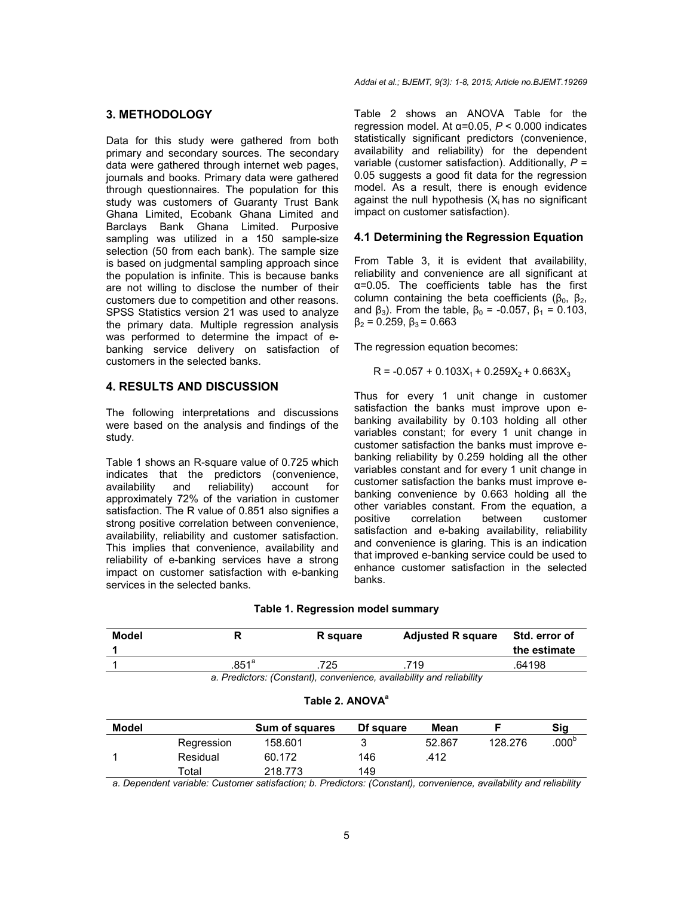## 3. METHODOLOGY

Data for this study were gathered from both primary and secondary sources. The secondary data were gathered through internet web pages, journals and books. Primary data were gathered through questionnaires. The population for this study was customers of Guaranty Trust Bank Ghana Limited, Ecobank Ghana Limited and Barclays Bank Ghana Limited. Purposive sampling was utilized in a 150 sample-size selection (50 from each bank). The sample size is based on judgmental sampling approach since the population is infinite. This is because banks are not willing to disclose the number of their customers due to competition and other reasons. SPSS Statistics version 21 was used to analyze the primary data. Multiple regression analysis was performed to determine the impact of e-banking service delivery on satisfaction of customers in the selected banks.

## 4. RESULTS AND DISCUSSION

The following interpretations and discussions were based on the analysis and findings of the study.

Table 1 shows an R-square value of 0.725 which indicates that the predictors (convenience, availability and reliability) account for approximately 72% of the variation in customer satisfaction. The R value of 0.851 also signifies a strong positive correlation between convenience, availability, reliability and customer satisfaction. This implies that convenience, availability and reliability of e-banking services have a strong impact on customer satisfaction with e-banking services in the selected banks.

Table 2 shows an ANOVA Table for the regression model. At α=0.05, $P < 0.000$ indicates statistically significant predictors (convenience, availability and reliability) for the dependent variable (customer satisfaction). Additionally, $P = 0.05$ suggests a good fit data for the regression model. As a result, there is enough evidence against the null hypothesis ($X_i$ has no significant impact on customer satisfaction).

### 4.1 Determining the Regression Equation

From Table 3, it is evident that availability, reliability and convenience are all significant at α=0.05. The coefficients table has the first column containing the beta coefficients ($\beta_0$, $\beta_2$, and $\beta_3$). From the table, $\beta_0$ = -0.057, $\beta_1$ = 0.103, $\beta_2$ = 0.259, $\beta_3$ = 0.663

The regression equation becomes:

$$R = -0.057 + 0.103X_1 + 0.259X_2 + 0.663X_3$$

Thus for every 1 unit change in customer satisfaction the banks must improve upon e-banking availability by 0.103 holding all other variables constant; for every 1 unit change in customer satisfaction the banks must improve e-banking reliability by 0.259 holding all the other variables constant and for every 1 unit change in customer satisfaction the banks must improve e-banking convenience by 0.663 holding all the other variables constant. From the equation, a positive correlation between customer satisfaction and e-baking availability, reliability and convenience is glaring. This is an indication that improved e-banking service could be used to enhance customer satisfaction in the selected banks.

**Table 1. Regression model summary**

| Model 1 | R | R square | Adjusted R square | Std. error of the estimate |
|---|---|---|---|---|
| 1 | .851[a] | .725 | .719 | .64198 |

*a. Predictors: (Constant), convenience, availability and reliability*

**Table 2. ANOVA[a]**

| Model | | Sum of squares | Df square | Mean | F | Sig |
|---|---|---|---|---|---|---|
| | Regression | 158.601 | 3 | 52.867 | 128.276 | .000[b] |
| 1 | Residual | 60.172 | 146 | .412 | | |
| | Total | 218.773 | 149 | | | |

*a. Dependent variable: Customer satisfaction; b. Predictors: (Constant), convenience, availability and reliability*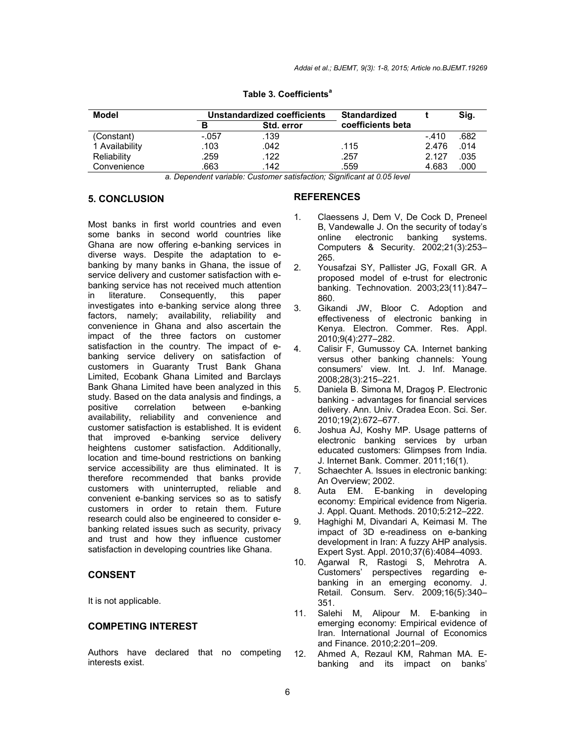**Table 3. Coefficients[a]**

| Model | Unstandardized coefficients | | Standardized coefficients beta | t | Sig. |
|---|---|---|---|---|---|
| | B | Std. error | | | |
| (Constant) | -.057 | .139 | | -.410 | .682 |
| 1 Availability | .103 | .042 | .115 | 2.476 | .014 |
| Reliability | .259 | .122 | .257 | 2.127 | .035 |
| Convenience | .663 | .142 | .559 | 4.683 | .000 |

*a. Dependent variable: Customer satisfaction; Significant at 0.05 level*

## 5. CONCLUSION

Most banks in first world countries and even some banks in second world countries like Ghana are now offering e-banking services in diverse ways. Despite the adaptation to e-banking by many banks in Ghana, the issue of service delivery and customer satisfaction with e-banking service has not received much attention in literature. Consequently, this paper investigates into e-banking service along three factors, namely; availability, reliability and convenience in Ghana and also ascertain the impact of the three factors on customer satisfaction in the country. The impact of e-banking service delivery on satisfaction of customers in Guaranty Trust Bank Ghana Limited, Ecobank Ghana Limited and Barclays Bank Ghana Limited have been analyzed in this study. Based on the data analysis and findings, a positive correlation between e-banking availability, reliability and convenience and customer satisfaction is established. It is evident that improved e-banking service delivery heightens customer satisfaction. Additionally, location and time-bound restrictions on banking service accessibility are thus eliminated. It is therefore recommended that banks provide customers with uninterrupted, reliable and convenient e-banking services so as to satisfy customers in order to retain them. Future research could also be engineered to consider e-banking related issues such as security, privacy and trust and how they influence customer satisfaction in developing countries like Ghana.

## CONSENT

It is not applicable.

## COMPETING INTEREST

Authors have declared that no competing interests exist.

## REFERENCES

1. Claessens J, Dem V, De Cock D, Preneel B, Vandewalle J. On the security of today's online electronic banking systems. Computers & Security. 2002;21(3):253–265.
2. Yousafzai SY, Pallister JG, Foxall GR. A proposed model of e-trust for electronic banking. Technovation. 2003;23(11):847–860.
3. Gikandi JW, Bloor C. Adoption and effectiveness of electronic banking in Kenya. Electron. Commer. Res. Appl. 2010;9(4):277–282.
4. Calisir F, Gumussoy CA. Internet banking versus other banking channels: Young consumers' view. Int. J. Inf. Manage. 2008;28(3):215–221.
5. Daniela B. Simona M, Dragoş P. Electronic banking - advantages for financial services delivery. Ann. Univ. Oradea Econ. Sci. Ser. 2010;19(2):672–677.
6. Joshua AJ, Koshy MP. Usage patterns of electronic banking services by urban educated customers: Glimpses from India. J. Internet Bank. Commer. 2011;16(1).
7. Schaechter A. Issues in electronic banking: An Overview; 2002.
8. Auta EM. E-banking in developing economy: Empirical evidence from Nigeria. J. Appl. Quant. Methods. 2010;5:212–222.
9. Haghighi M, Divandari A, Keimasi M. The impact of 3D e-readiness on e-banking development in Iran: A fuzzy AHP analysis. Expert Syst. Appl. 2010;37(6):4084–4093.
10. Agarwal R, Rastogi S, Mehrotra A. Customers' perspectives regarding e-banking in an emerging economy. J. Retail. Consum. Serv. 2009;16(5):340–351.
11. Salehi M, Alipour M. E-banking in emerging economy: Empirical evidence of Iran. International Journal of Economics and Finance. 2010;2:201–209.
12. Ahmed A, Rezaul KM, Rahman MA. E-banking and its impact on banks'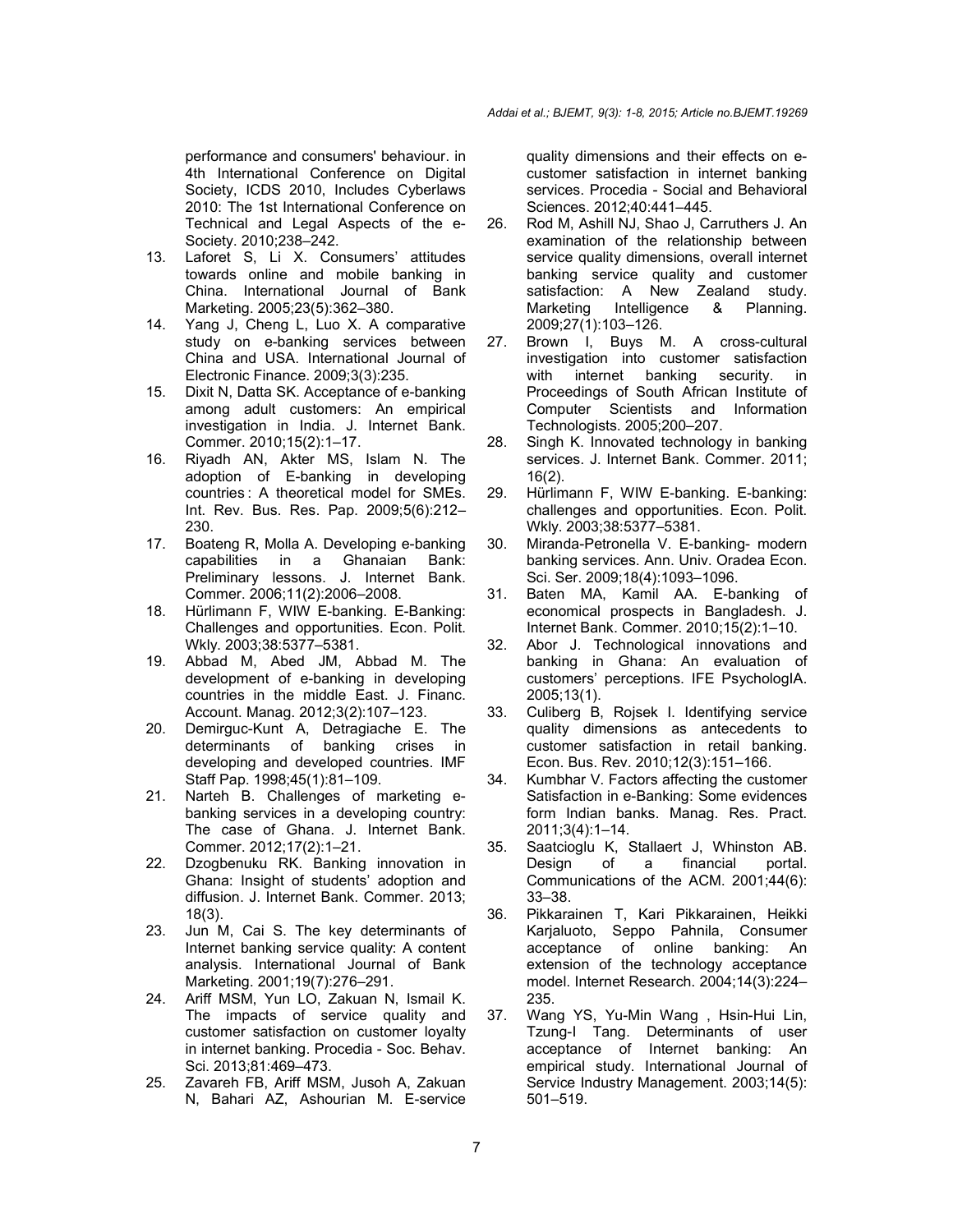performance and consumers' behaviour. in 4th International Conference on Digital Society, ICDS 2010, Includes Cyberlaws 2010: The 1st International Conference on Technical and Legal Aspects of the e-Society. 2010;238–242.

13. Laforet S, Li X. Consumers' attitudes towards online and mobile banking in China. International Journal of Bank Marketing. 2005;23(5):362–380.
14. Yang J, Cheng L, Luo X. A comparative study on e-banking services between China and USA. International Journal of Electronic Finance. 2009;3(3):235.
15. Dixit N, Datta SK. Acceptance of e-banking among adult customers: An empirical investigation in India. J. Internet Bank. Commer. 2010;15(2):1–17.
16. Riyadh AN, Akter MS, Islam N. The adoption of E-banking in developing countries : A theoretical model for SMEs. Int. Rev. Bus. Res. Pap. 2009;5(6):212–230.
17. Boateng R, Molla A. Developing e-banking capabilities in a Ghanaian Bank: Preliminary lessons. J. Internet Bank. Commer. 2006;11(2):2006–2008.
18. Hürlimann F, WIW E-banking. E-Banking: Challenges and opportunities. Econ. Polit. Wkly. 2003;38:5377–5381.
19. Abbad M, Abed JM, Abbad M. The development of e-banking in developing countries in the middle East. J. Financ. Account. Manag. 2012;3(2):107–123.
20. Demirguc-Kunt A, Detragiache E. The determinants of banking crises in developing and developed countries. IMF Staff Pap. 1998;45(1):81–109.
21. Narteh B. Challenges of marketing e-banking services in a developing country: The case of Ghana. J. Internet Bank. Commer. 2012;17(2):1–21.
22. Dzogbenuku RK. Banking innovation in Ghana: Insight of students' adoption and diffusion. J. Internet Bank. Commer. 2013; 18(3).
23. Jun M, Cai S. The key determinants of Internet banking service quality: A content analysis. International Journal of Bank Marketing. 2001;19(7):276–291.
24. Ariff MSM, Yun LO, Zakuan N, Ismail K. The impacts of service quality and customer satisfaction on customer loyalty in internet banking. Procedia - Soc. Behav. Sci. 2013;81:469–473.
25. Zavareh FB, Ariff MSM, Jusoh A, Zakuan N, Bahari AZ, Ashourian M. E-service quality dimensions and their effects on e-customer satisfaction in internet banking services. Procedia - Social and Behavioral Sciences. 2012;40:441–445.
26. Rod M, Ashill NJ, Shao J, Carruthers J. An examination of the relationship between service quality dimensions, overall internet banking service quality and customer satisfaction: A New Zealand study. Marketing Intelligence & Planning. 2009;27(1):103–126.
27. Brown I, Buys M. A cross-cultural investigation into customer satisfaction with internet banking security. in Proceedings of South African Institute of Computer Scientists and Information Technologists. 2005;200–207.
28. Singh K. Innovated technology in banking services. J. Internet Bank. Commer. 2011; 16(2).
29. Hürlimann F, WIW E-banking. E-banking: challenges and opportunities. Econ. Polit. Wkly. 2003;38:5377–5381.
30. Miranda-Petronella V. E-banking- modern banking services. Ann. Univ. Oradea Econ. Sci. Ser. 2009;18(4):1093–1096.
31. Baten MA, Kamil AA. E-banking of economical prospects in Bangladesh. J. Internet Bank. Commer. 2010;15(2):1–10.
32. Abor J. Technological innovations and banking in Ghana: An evaluation of customers' perceptions. IFE PsychologIA. 2005;13(1).
33. Culiberg B, Rojsek I. Identifying service quality dimensions as antecedents to customer satisfaction in retail banking. Econ. Bus. Rev. 2010;12(3):151–166.
34. Kumbhar V. Factors affecting the customer Satisfaction in e-Banking: Some evidences form Indian banks. Manag. Res. Pract. 2011;3(4):1–14.
35. Saatcioglu K, Stallaert J, Whinston AB. Design of a financial portal. Communications of the ACM. 2001;44(6): 33–38.
36. Pikkarainen T, Kari Pikkarainen, Heikki Karjaluoto, Seppo Pahnila, Consumer acceptance of online banking: An extension of the technology acceptance model. Internet Research. 2004;14(3):224–235.
37. Wang YS, Yu-Min Wang , Hsin-Hui Lin, Tzung-I Tang. Determinants of user acceptance of Internet banking: An empirical study. International Journal of Service Industry Management. 2003;14(5): 501–519.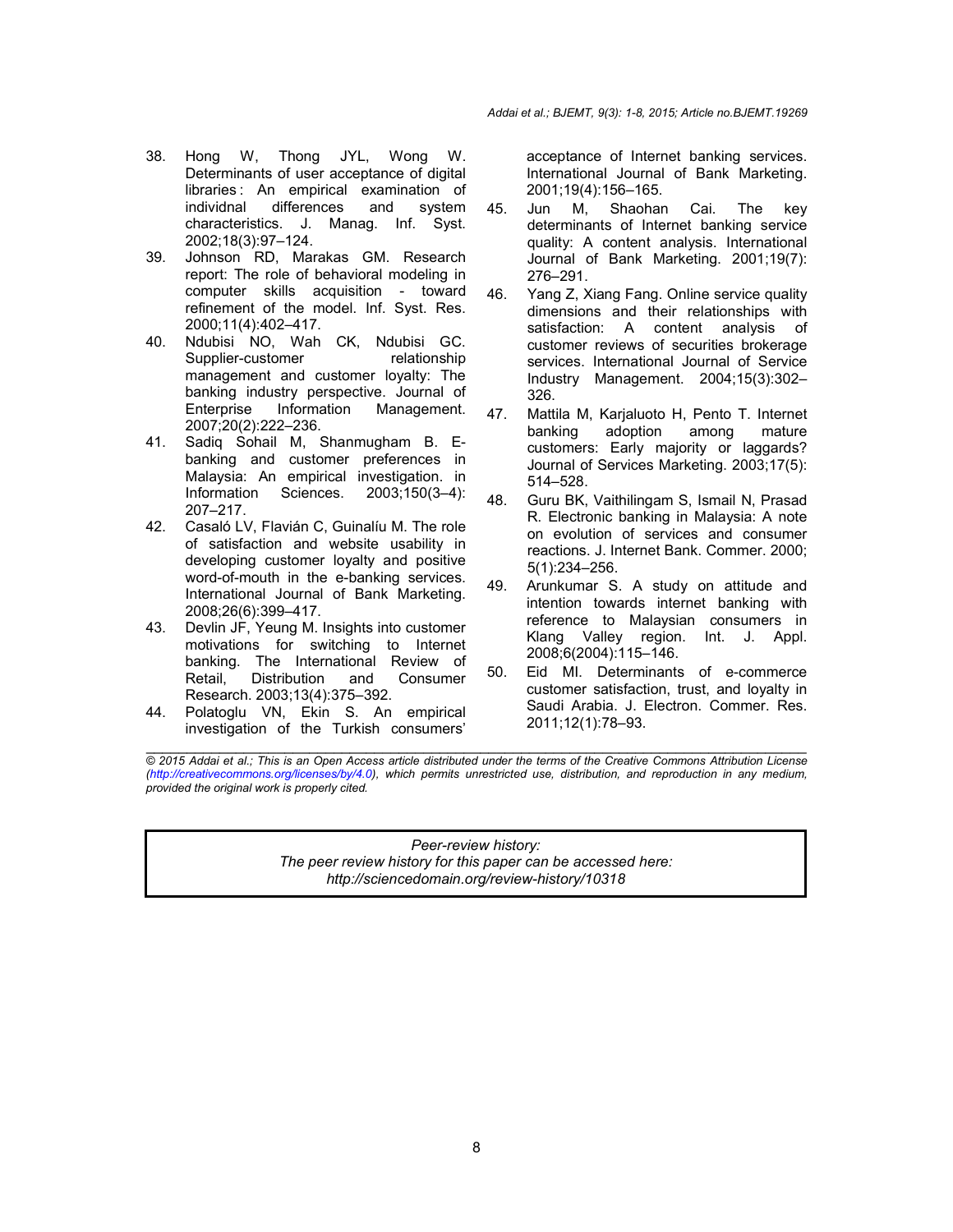38. Hong W, Thong JYL, Wong W. Determinants of user acceptance of digital libraries : An empirical examination of individnal differences and system characteristics. J. Manag. Inf. Syst. 2002;18(3):97–124.
39. Johnson RD, Marakas GM. Research report: The role of behavioral modeling in computer skills acquisition - toward refinement of the model. Inf. Syst. Res. 2000;11(4):402–417.
40. Ndubisi NO, Wah CK, Ndubisi GC. Supplier-customer relationship management and customer loyalty: The banking industry perspective. Journal of Enterprise Information Management. 2007;20(2):222–236.
41. Sadiq Sohail M, Shanmugham B. E-banking and customer preferences in Malaysia: An empirical investigation. in Information Sciences. 2003;150(3–4): 207–217.
42. Casaló LV, Flavián C, Guinalíu M. The role of satisfaction and website usability in developing customer loyalty and positive word-of-mouth in the e-banking services. International Journal of Bank Marketing. 2008;26(6):399–417.
43. Devlin JF, Yeung M. Insights into customer motivations for switching to Internet banking. The International Review of Retail, Distribution and Consumer Research. 2003;13(4):375–392.
44. Polatoglu VN, Ekin S. An empirical investigation of the Turkish consumers' acceptance of Internet banking services. International Journal of Bank Marketing. 2001;19(4):156–165.
45. Jun M, Shaohan Cai. The key determinants of Internet banking service quality: A content analysis. International Journal of Bank Marketing. 2001;19(7): 276–291.
46. Yang Z, Xiang Fang. Online service quality dimensions and their relationships with satisfaction: A content analysis of customer reviews of securities brokerage services. International Journal of Service Industry Management. 2004;15(3):302–326.
47. Mattila M, Karjaluoto H, Pento T. Internet banking adoption among mature customers: Early majority or laggards? Journal of Services Marketing. 2003;17(5): 514–528.
48. Guru BK, Vaithilingam S, Ismail N, Prasad R. Electronic banking in Malaysia: A note on evolution of services and consumer reactions. J. Internet Bank. Commer. 2000; 5(1):234–256.
49. Arunkumar S. A study on attitude and intention towards internet banking with reference to Malaysian consumers in Klang Valley region. Int. J. Appl. 2008;6(2004):115–146.
50. Eid MI. Determinants of e-commerce customer satisfaction, trust, and loyalty in Saudi Arabia. J. Electron. Commer. Res. 2011;12(1):78–93.

---

*© 2015 Addai et al.; This is an Open Access article distributed under the terms of the Creative Commons Attribution License (http://creativecommons.org/licenses/by/4.0), which permits unrestricted use, distribution, and reproduction in any medium, provided the original work is properly cited.*

*Peer-review history:*
*The peer review history for this paper can be accessed here:*
*http://sciencedomain.org/review-history/10318*